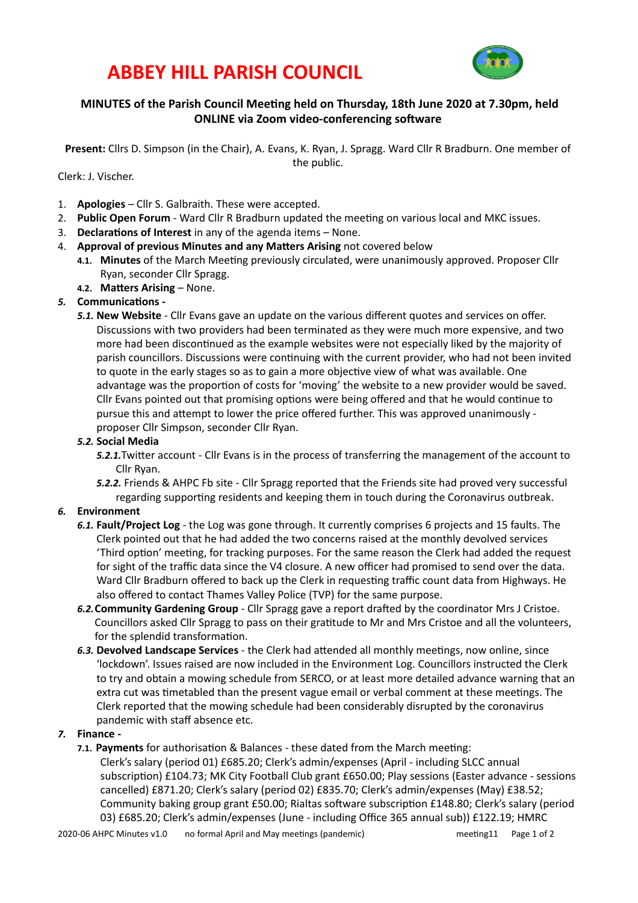# ABBEY HILL PARISH COUNCIL

## MINUTES of the Parish Council Meeting held on Thursday, 18th June 2020 at 7.30pm, held ONLINE via Zoom video-conferencing software

**Present:** Cllrs D. Simpson (in the Chair), A. Evans, K. Ryan, J. Spragg. Ward Cllr R Bradburn. One member of the public.

Clerk: J. Vischer.

1. **Apologies** – Cllr S. Galbraith. These were accepted.
2. **Public Open Forum** - Ward Cllr R Bradburn updated the meeting on various local and MKC issues.
3. **Declarations of Interest** in any of the agenda items – None.
4. **Approval of previous Minutes and any Matters Arising** not covered below
   - **4.1. Minutes** of the March Meeting previously circulated, were unanimously approved. Proposer Cllr Ryan, seconder Cllr Spragg.
   - **4.2. Matters Arising** – None.
5. ***Communications -***
   - ***5.1.* New Website** - Cllr Evans gave an update on the various different quotes and services on offer. Discussions with two providers had been terminated as they were much more expensive, and two more had been discontinued as the example websites were not especially liked by the majority of parish councillors. Discussions were continuing with the current provider, who had not been invited to quote in the early stages so as to gain a more objective view of what was available. One advantage was the proportion of costs for 'moving' the website to a new provider would be saved. Cllr Evans pointed out that promising options were being offered and that he would continue to pursue this and attempt to lower the price offered further. This was approved unanimously - proposer Cllr Simpson, seconder Cllr Ryan.
   - ***5.2.* Social Media**
     - ***5.2.1.*** Twitter account - Cllr Evans is in the process of transferring the management of the account to Cllr Ryan.
     - ***5.2.2.*** Friends & AHPC Fb site - Cllr Spragg reported that the Friends site had proved very successful regarding supporting residents and keeping them in touch during the Coronavirus outbreak.
6. ***Environment***
   - ***6.1.* Fault/Project Log** - the Log was gone through. It currently comprises 6 projects and 15 faults. The Clerk pointed out that he had added the two concerns raised at the monthly devolved services 'Third option' meeting, for tracking purposes. For the same reason the Clerk had added the request for sight of the traffic data since the V4 closure. A new officer had promised to send over the data. Ward Cllr Bradburn offered to back up the Clerk in requesting traffic count data from Highways. He also offered to contact Thames Valley Police (TVP) for the same purpose.
   - ***6.2.* Community Gardening Group** - Cllr Spragg gave a report drafted by the coordinator Mrs J Cristoe. Councillors asked Cllr Spragg to pass on their gratitude to Mr and Mrs Cristoe and all the volunteers, for the splendid transformation.
   - ***6.3.* Devolved Landscape Services** - the Clerk had attended all monthly meetings, now online, since 'lockdown'. Issues raised are now included in the Environment Log. Councillors instructed the Clerk to try and obtain a mowing schedule from SERCO, or at least more detailed advance warning that an extra cut was timetabled than the present vague email or verbal comment at these meetings. The Clerk reported that the mowing schedule had been considerably disrupted by the coronavirus pandemic with staff absence etc.
7. ***Finance -***
   - **7.1. Payments** for authorisation & Balances - these dated from the March meeting:
     Clerk's salary (period 01) £685.20; Clerk's admin/expenses (April - including SLCC annual subscription) £104.73; MK City Football Club grant £650.00; Play sessions (Easter advance - sessions cancelled) £871.20; Clerk's salary (period 02) £835.70; Clerk's admin/expenses (May) £38.52; Community baking group grant £50.00; Rialtas software subscription £148.80; Clerk's salary (period 03) £685.20; Clerk's admin/expenses (June - including Office 365 annual sub)) £122.19; HMRC

2020-06 AHPC Minutes v1.0 no formal April and May meetings (pandemic) meeting11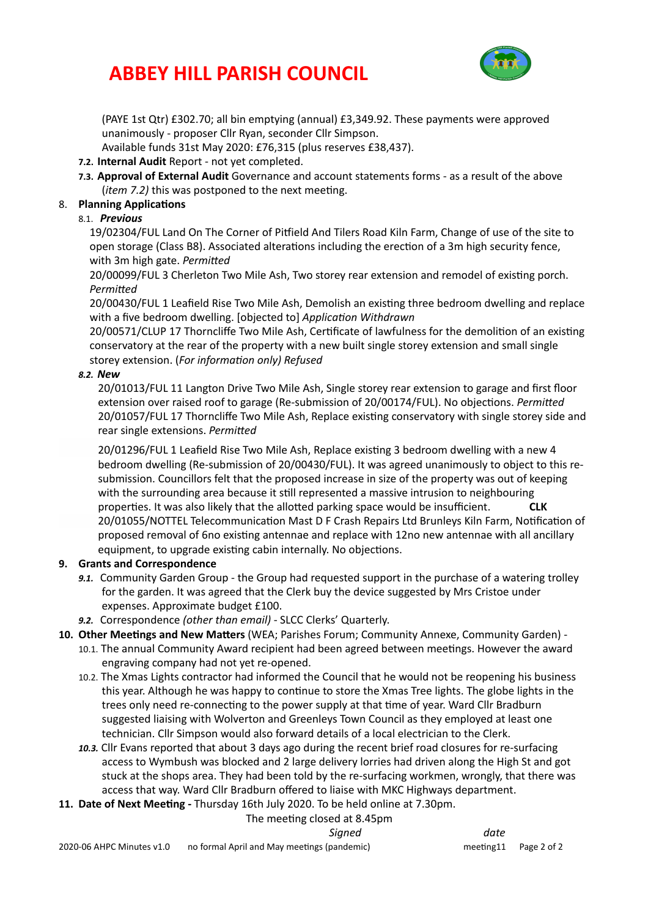(PAYE 1st Qtr) £302.70; all bin emptying (annual) £3,349.92. These payments were approved unanimously - proposer Cllr Ryan, seconder Cllr Simpson.

Available funds 31st May 2020: £76,315 (plus reserves £38,437).

**7.2. Internal Audit** Report - not yet completed.

**7.3. Approval of External Audit** Governance and account statements forms - as a result of the above (*item 7.2)* this was postponed to the next meeting.

8. **Planning Applications**

8.1. ***Previous***

19/02304/FUL Land On The Corner of Pitfield And Tilers Road Kiln Farm, Change of use of the site to open storage (Class B8). Associated alterations including the erection of a 3m high security fence, with 3m high gate. *Permitted*

20/00099/FUL 3 Cherleton Two Mile Ash, Two storey rear extension and remodel of existing porch. *Permitted*

20/00430/FUL 1 Leafield Rise Two Mile Ash, Demolish an existing three bedroom dwelling and replace with a five bedroom dwelling. [objected to] *Application Withdrawn*

20/00571/CLUP 17 Thorncliffe Two Mile Ash, Certificate of lawfulness for the demolition of an existing conservatory at the rear of the property with a new built single storey extension and small single storey extension. (*For information only) Refused*

***8.2. New***

20/01013/FUL 11 Langton Drive Two Mile Ash, Single storey rear extension to garage and first floor extension over raised roof to garage (Re-submission of 20/00174/FUL). No objections. *Permitted*

20/01057/FUL 17 Thorncliffe Two Mile Ash, Replace existing conservatory with single storey side and rear single extensions. *Permitted*

20/01296/FUL 1 Leafield Rise Two Mile Ash, Replace existing 3 bedroom dwelling with a new 4 bedroom dwelling (Re-submission of 20/00430/FUL). It was agreed unanimously to object to this re-submission. Councillors felt that the proposed increase in size of the property was out of keeping with the surrounding area because it still represented a massive intrusion to neighbouring properties. It was also likely that the allotted parking space would be insufficient. **CLK**

20/01055/NOTTEL Telecommunication Mast D F Crash Repairs Ltd Brunleys Kiln Farm, Notification of proposed removal of 6no existing antennae and replace with 12no new antennae with all ancillary equipment, to upgrade existing cabin internally. No objections.

**9. Grants and Correspondence**

***9.1.*** Community Garden Group - the Group had requested support in the purchase of a watering trolley for the garden. It was agreed that the Clerk buy the device suggested by Mrs Cristoe under expenses. Approximate budget £100.

***9.2.*** Correspondence *(other than email)* - SLCC Clerks' Quarterly.

**10. Other Meetings and New Matters** (WEA; Parishes Forum; Community Annexe, Community Garden) -

10.1. The annual Community Award recipient had been agreed between meetings. However the award engraving company had not yet re-opened.

10.2. The Xmas Lights contractor had informed the Council that he would not be reopening his business this year. Although he was happy to continue to store the Xmas Tree lights. The globe lights in the trees only need re-connecting to the power supply at that time of year. Ward Cllr Bradburn suggested liaising with Wolverton and Greenleys Town Council as they employed at least one technician. Cllr Simpson would also forward details of a local electrician to the Clerk.

***10.3.*** Cllr Evans reported that about 3 days ago during the recent brief road closures for re-surfacing access to Wymbush was blocked and 2 large delivery lorries had driven along the High St and got stuck at the shops area. They had been told by the re-surfacing workmen, wrongly, that there was access that way. Ward Cllr Bradburn offered to liaise with MKC Highways department.

**11. Date of Next Meeting -** Thursday 16th July 2020. To be held online at 7.30pm.

The meeting closed at 8.45pm

*Signed* *date*